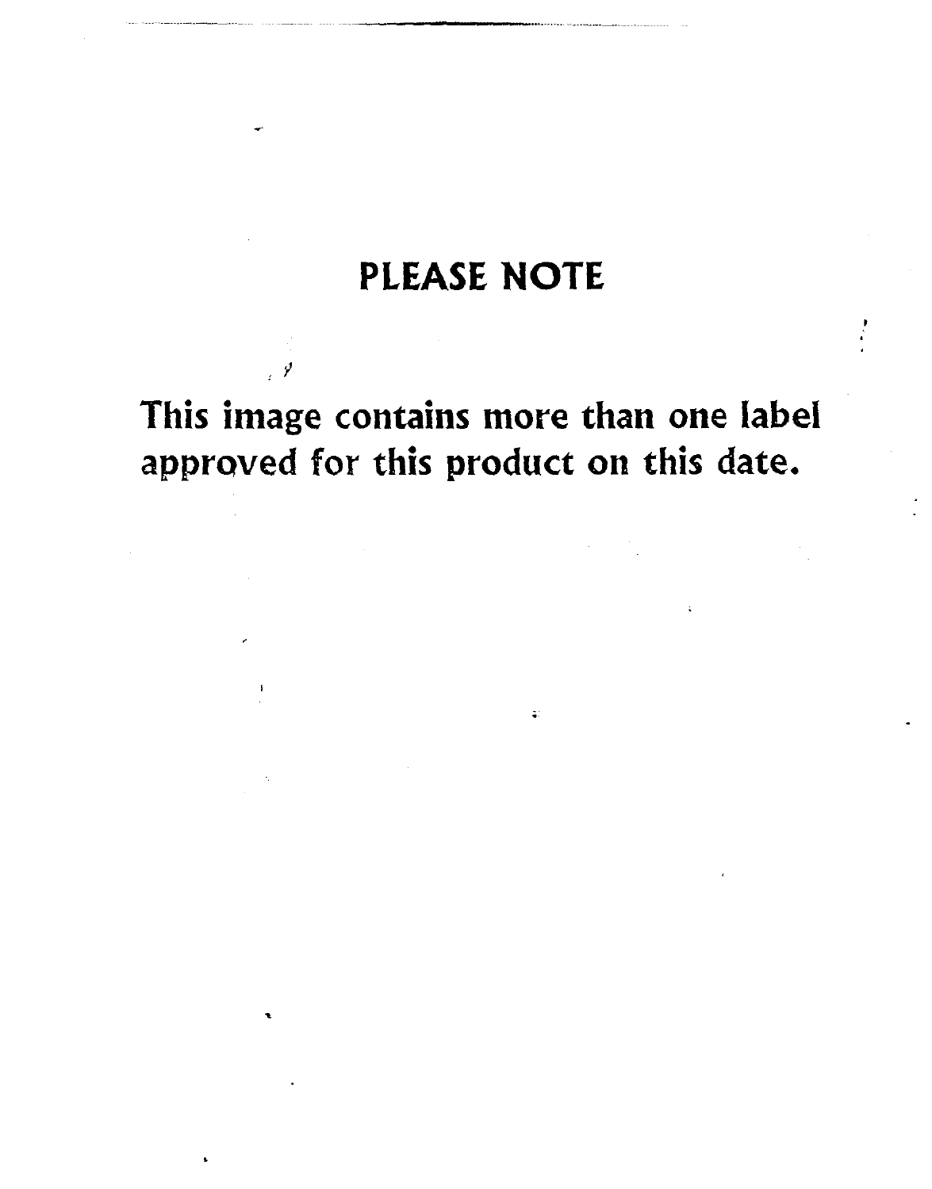# PLEASE NOTE

This image contains more than one label approved for this product on this date.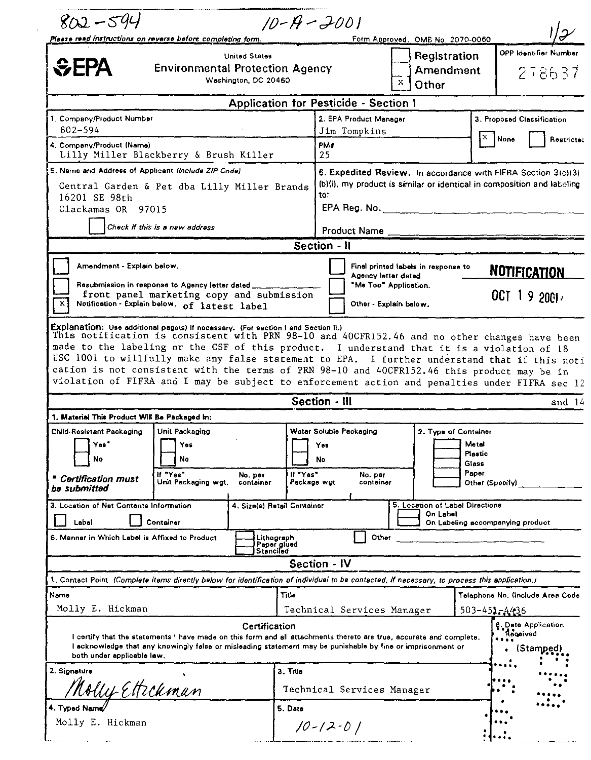802-594 10-19-2001 1/2

*Please read instructions on reverse before completing form.* Form Approved. OMB No. 2070-0060

**EPA** United States Environmental Protection Agency Washington, DC 20460

| | |
|---|---|
| ☐ | Registration |
| ☐ | Amendment |
| ☒ | Other |

OPP Identifier Number: 278637

## Application for Pesticide - Section I

| | | |
|---|---|---|
| 1. Company/Product Number: 802-594 | 2. EPA Product Manager: Jim Tompkins | 3. Proposed Classification: ☒ None ☐ Restricted |
| 4. Company/Product (Name): Lilly Miller Blackberry & Brush Killer | PM#: 25 | |
| 5. Name and Address of Applicant *(Include ZIP Code)*: Central Garden & Pet dba Lilly Miller Brands, 16201 SE 98th, Clackamas OR 97015 ☐ *Check if this is a new address* | 6. **Expedited Review.** In accordance with FIFRA Section 3(c)(3)(b)(i), my product is similar or identical in composition and labeling to: EPA Reg. No. ________ Product Name ________ | |

## Section - II

☐ Amendment - Explain below.

☐ Resubmission in response to Agency letter dated ________

☒ Notification - Explain below. front panel marketing copy and submission of latest label

☐ Final printed labels in response to Agency letter dated

☐ "Me Too" Application.

☐ Other - Explain below.

**NOTIFICATION**
OCT 19 2001

**Explanation:** Use additional page(s) if necessary. (For section I and Section II.)
This notification is consistent with PRN 98-10 and 40CFR152.46 and no other changes have been made to the labeling or the CSF of this product. I understand that it is a violation of 18 USC 1001 to willfully make any false statement to EPA. I further understand that if this notication is not consistent with the terms of PRN 98-10 and 40CFR152.46 this product may be in violation of FIFRA and I may be subject to enforcement action and penalties under FIFRA sec 12 and 14

## Section - III

1. Material This Product Will Be Packaged In:

| Child-Resistant Packaging | Unit Packaging | Water Soluble Packaging | 2. Type of Container |
|---|---|---|---|
| ☐ Yes* ☐ No | ☐ Yes ☐ No | ☐ Yes ☐ No | ☐ Metal ☐ Plastic ☐ Glass ☐ Paper ☐ Other (Specify) ________ |
| *** Certification must be submitted** | If "Yes" Unit Packaging wgt. / No. per container | If "Yes" Package wgt / No. per container | |

| | | |
|---|---|---|
| 3. Location of Net Contents Information: ☐ Label ☐ Container | 4. Size(s) Retail Container | 5. Location of Label Directions: ☐ On Label ☐ On Labeling accompanying product |

6. Manner in Which Label is Affixed to Product: ☐ Lithograph ☐ Paper glued ☐ Stenciled ☐ Other ________

## Section - IV

1. Contact Point *(Complete items directly below for identification of individual to be contacted, if necessary, to process this application.)*

| Name | Title | Telephone No. (Include Area Code) |
|---|---|---|
| Molly E. Hickman | Technical Services Manager | 503-451-4436 |

**Certification**

I certify that the statements I have made on this form and all attachments thereto are true, accurate and complete. I acknowledge that any knowingly false or misleading statement may be punishable by fine or imprisonment or both under applicable law.

| | | |
|---|---|---|
| 2. Signature: Molly E Hickman | 3. Title: Technical Services Manager | 6. Date Application Received (Stamped) |
| 4. Typed Name: Molly E. Hickman | 5. Date: 10-12-01 | |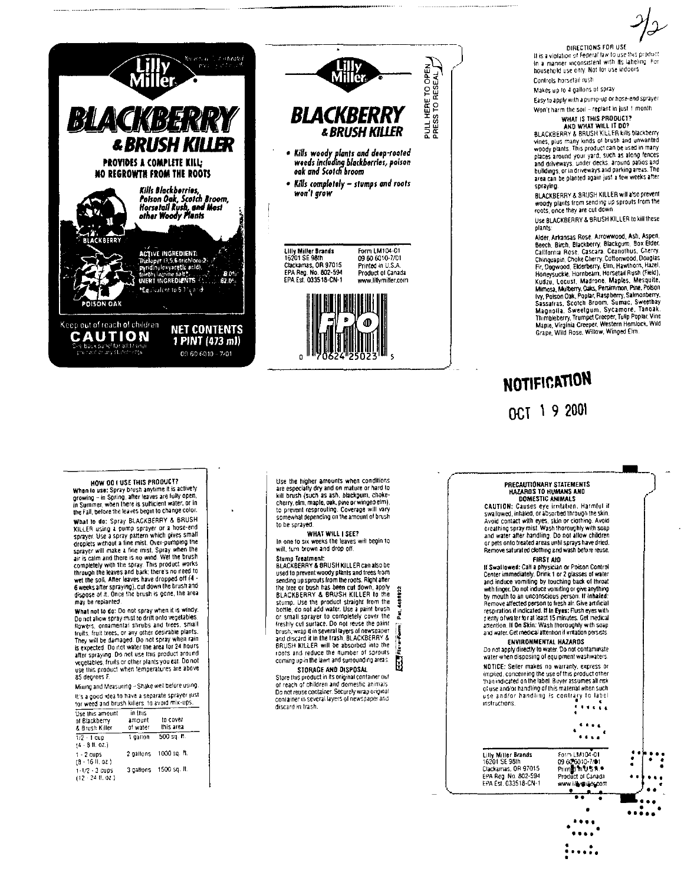2/2

Lilly Miller

# BLACKBERRY & BRUSH KILLER

**PROVIDES A COMPLETE KILL; NO REGROWTH FROM THE ROOTS**

*Kills Blackberries, Poison Oak, Scotch Broom, Horsetail Rush, and Most other Woody Plants*

BLACKBERRY

POISON OAK

**ACTIVE INGREDIENT:**
Triclopyr (3,5,6-trichloro-2-pyridinyloxyacetic acid), triethylamine salt* ..... 8.0%
INERT INGREDIENTS ..... 92.0%
*Equivalent to 5.7% acid

Keep out of reach of children

**CAUTION**

See back panel for additional precautionary statements

**NET CONTENTS 1 PINT (473 ml)**

09 60 6010 - 7/01

---

Lilly Miller

# BLACKBERRY & BRUSH KILLER

- *Kills woody plants and deep-rooted weeds including blackberries, poison oak and Scotch broom*
- *Kills completely – stumps and roots won't grow*

PULL HERE TO OPEN
PRESS TO RESEAL

Lilly Miller Brands
16201 SE 98th
Clackamas, OR 97015
EPA Reg. No. 802-594
EPA Est. 033518-CN-1

Form LM104-01
09 60 6010-7/01
Printed in U.S.A.
Product of Canada
www.lillymiller.com

FPO

0 70624 25023 5

---

## DIRECTIONS FOR USE

It is a violation of Federal law to use this product in a manner inconsistent with its labeling. For household use only. Not for use indoors.

Controls horsetail rush

Makes up to 4 gallons of spray

Easy to apply with a pump-up or hose-end sprayer

Won't harm the soil – replant in just 1 month

### WHAT IS THIS PRODUCT? AND WHAT WILL IT DO?

BLACKBERRY & BRUSH KILLER kills blackberry vines, plus many kinds of brush and unwanted woody plants. This product can be used in many places around your yard, such as along fences and driveways, under decks, around patios and buildings, or in driveways and parking areas. The area can be planted again just a few weeks after spraying.

BLACKBERRY & BRUSH KILLER will also prevent woody plants from sending up sprouts from the roots, once they are cut down.

Use BLACKBERRY & BRUSH KILLER to kill these plants:

Alder, Arkansas Rose, Arrowwood, Ash, Aspen, Beech, Birch, Blackberry, Blackgum, Box Elder, California Rose, Cascara, Ceanothus, Cherry, Chinquapin, Choke Cherry, Cottonwood, Douglas Fir, Dogwood, Elderberry, Elm, Hawthorn, Hazel, Honeysuckle, Hornbeam, Horsetail Rush (Field), Kudzu, Locust, Madrone, Maples, Mesquite, Mimosa, Mulberry, Oaks, Persimmon, Pine, Poison Ivy, Poison Oak, Poplar, Raspberry, Salmonberry, Sassafras, Scotch Broom, Sumac, Sweetbay Magnolia, Sweetgum, Sycamore, Tanoak, Thimbleberry, Trumpet Creeper, Tulip Poplar, Vine Maple, Virginia Creeper, Western Hemlock, Wild Grape, Wild Rose, Willow, Winged Elm.

**NOTIFICATION**

OCT 19 2001

---

### HOW DO I USE THIS PRODUCT?

**When to use:** Spray brush anytime it is actively growing – in Spring, after leaves are fully open, in Summer, when there is sufficient water, or in the Fall, before the leaves begin to change color.

**What to do:** Spray BLACKBERRY & BRUSH KILLER using a pump sprayer or a hose-end sprayer. Use a spray pattern which gives small droplets without a fine mist. Over-pumping the sprayer will make a fine mist. Spray when the air is calm and there is no wind. Wet the brush completely with the spray. This product works through the leaves and bark; there's no need to wet the soil. After leaves have dropped off (4-6 weeks after spraying), cut down the brush and dispose of it. Once the brush is gone, the area may be replanted.

**What not to do:** Do not spray when it is windy. Do not allow spray mist to drift onto vegetables, flowers, ornamental shrubs and trees, small fruits, fruit trees, or any other desirable plants. They will be damaged. Do not spray when rain is expected. Do not water the area for 24 hours after spraying. Do not use this product around vegetables, fruits or other plants you eat. Do not use this product when temperatures are above 85 degrees F.

Mixing and Measuring – Shake well before using.

It's a good idea to have a separate sprayer just for weed and brush killers, to avoid mix-ups.

| Use this amount of Blackberry & Brush Killer | in this amount of water | to cover this area |
|---|---|---|
| 1/2 - 1 cup (4 - 8 fl. oz.) | 1 gallon | 500 sq. ft. |
| 1 - 2 cups (8 - 16 fl. oz.) | 2 gallons | 1000 sq. ft. |
| 1-1/2 - 3 cups (12 - 24 fl. oz.) | 3 gallons | 1500 sq. ft. |

Use the higher amounts when conditions are especially dry and on mature or hard to kill brush (such as ash, blackgum, choke-cherry, elm, maple, oak, pine or winged elm), to prevent resprouting. Coverage will vary somewhat depending on the amount of brush to be sprayed.

### WHAT WILL I SEE?

In one to six weeks the leaves will begin to wilt, turn brown and drop off.

**Stump Treatment:**
BLACKBERRY & BRUSH KILLER can also be used to prevent woody plants and trees from sending up sprouts from the roots. Right after the tree or bush has been cut down, apply BLACKBERRY & BRUSH KILLER to the stump. Use the product straight from the bottle, do not add water. Use a paint brush or small sprayer to completely cover the freshly cut surface. Do not reuse the paint brush; wrap it in several layers of newspaper and discard it in the trash. BLACKBERRY & BRUSH KILLER will be absorbed into the roots and reduce the number of sprouts coming up in the lawn and surrounding areas.

### STORAGE AND DISPOSAL

Store this product in its original container out of reach of children and domestic animals. Do not reuse container. Securely wrap original container in several layers of newspaper and discard in trash.

Fix-a-Form Pat. 4488922

---

### PRECAUTIONARY STATEMENTS HAZARDS TO HUMANS AND DOMESTIC ANIMALS

**CAUTION:** Causes eye irritation. Harmful if swallowed, inhaled, or absorbed through the skin. Avoid contact with eyes, skin or clothing. Avoid breathing spray mist. Wash thoroughly with soap and water after handling. Do not allow children or pets onto treated areas until sprays have dried. Remove saturated clothing and wash before reuse.

### FIRST AID

**If Swallowed:** Call a physician or Poison Control Center immediately. Drink 1 or 2 glasses of water and induce vomiting by touching back of throat with finger. Do not induce vomiting or give anything by mouth to an unconscious person. **If Inhaled:** Remove affected person to fresh air. Give artificial respiration if indicated. **If In Eyes:** Flush eyes with plenty of water for at least 15 minutes. Get medical attention. **If On Skin:** Wash thoroughly with soap and water. Get medical attention if irritation persists.

### ENVIRONMENTAL HAZARDS

Do not apply directly to water. Do not contaminate water when disposing of equipment washwaters.

**NOTICE:** Seller makes no warranty, express or implied, concerning the use of this product other than indicated on the label. Buyer assumes all risk of use and/or handling of this material when such use and/or handling is contrary to label instructions.

Lilly Miller Brands
16201 SE 98th
Clackamas, OR 97015
EPA Reg. No. 802-594
EPA Est. 033518-CN-1

Form LM104-01
09 60 6010-7/01
Printed in U.S.A.
Product of Canada
www.lillymiller.com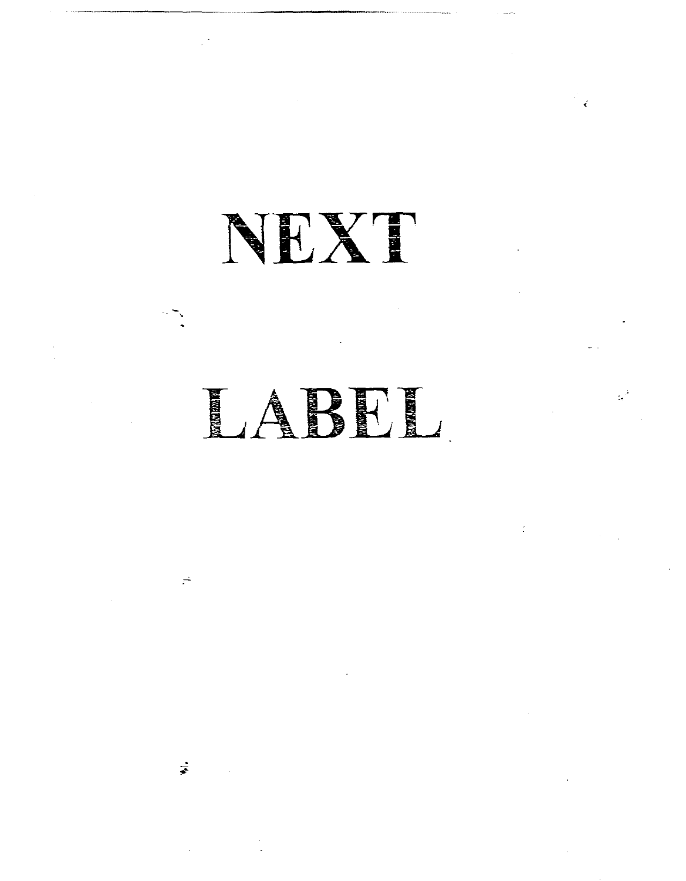# NEXT

# LABEL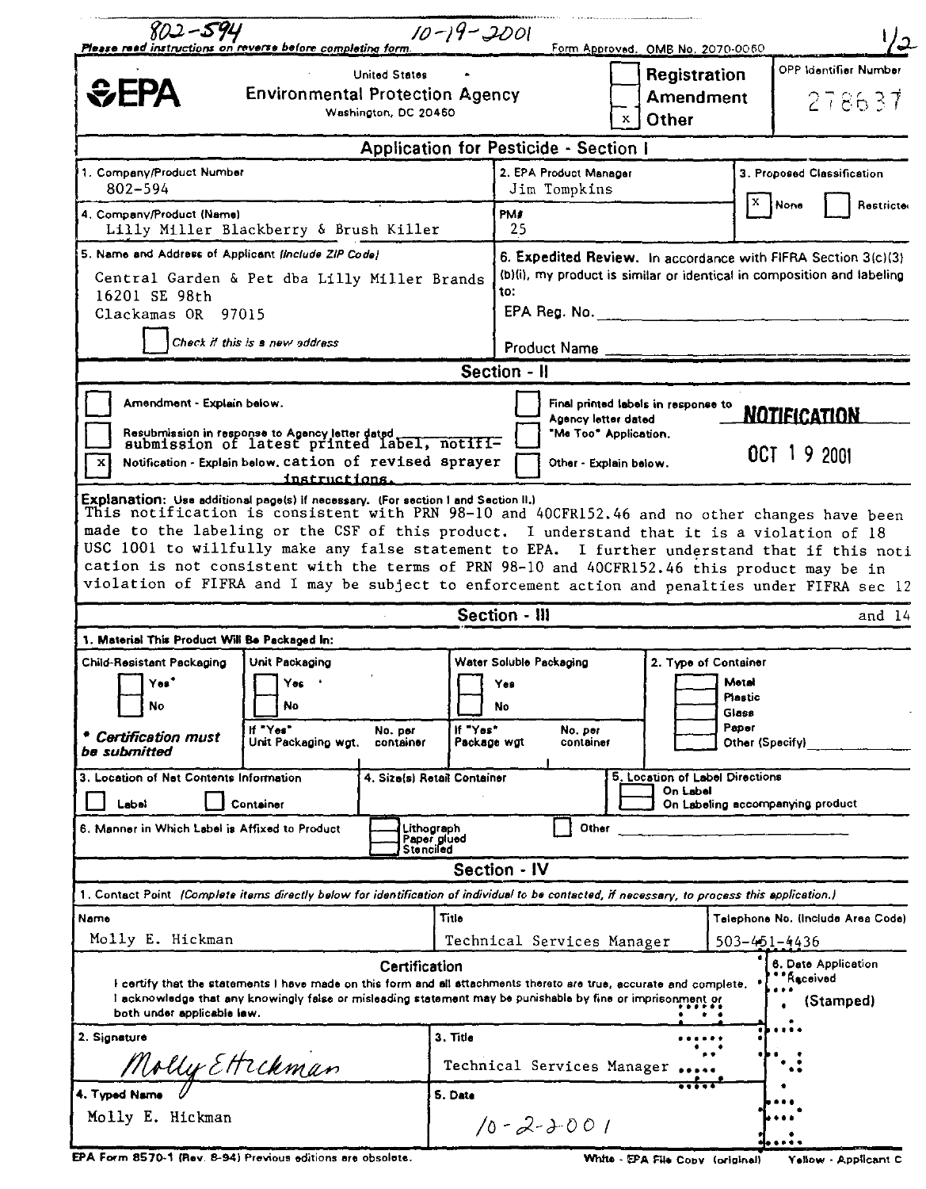802-594 10-19-2001

Please read instructions on reverse before completing form. Form Approved. OMB No. 2070-0060

1/2

EPA

United States Environmental Protection Agency
Washington, DC 20460

| | |
|---|---|
| ☐ | Registration |
| ☐ | Amendment |
| x | Other |

OPP Identifier Number: 278637

## Application for Pesticide - Section I

| 1. Company/Product Number | 2. EPA Product Manager | 3. Proposed Classification |
|---|---|---|
| 802-594 | Jim Tompkins | [X] None [ ] Restricted |
| 4. Company/Product (Name) | PM# | |
| Lilly Miller Blackberry & Brush Killer | 25 | |

5. Name and Address of Applicant (Include ZIP Code)

Central Garden & Pet dba Lilly Miller Brands
16201 SE 98th
Clackamas OR 97015

☐ Check if this is a new address

6. Expedited Review. In accordance with FIFRA Section 3(c)(3)(b)(i), my product is similar or identical in composition and labeling to:

EPA Reg. No. ____________

Product Name ____________

## Section - II

- ☐ Amendment - Explain below.
- ☐ Resubmission in response to Agency letter dated
- [x] Notification - Explain below. submission of latest printed label, notification of revised sprayer instructions.
- ☐ Final printed labels in response to Agency letter dated
- ☐ "Me Too" Application.
- ☐ Other - Explain below.

**NOTIFICATION**

OCT 19 2001

Explanation: Use additional page(s) if necessary. (For section I and Section II.)

This notification is consistent with PRN 98-10 and 40CFR152.46 and no other changes have been made to the labeling or the CSF of this product. I understand that it is a violation of 18 USC 1001 to willfully make any false statement to EPA. I further understand that if this notification is not consistent with the terms of PRN 98-10 and 40CFR152.46 this product may be in violation of FIFRA and I may be subject to enforcement action and penalties under FIFRA sec 12 and 14

## Section - III

1. Material This Product Will Be Packaged In:

| Child-Resistant Packaging | Unit Packaging | Water Soluble Packaging | 2. Type of Container |
|---|---|---|---|
| ☐ Yes* | ☐ Yes | ☐ Yes | ☐ Metal |
| ☐ No | ☐ No | ☐ No | ☐ Plastic |
| | If "Yes" Unit Packaging wgt. / No. per container | If "Yes" Package wgt / No. per container | ☐ Glass |
| * Certification must be submitted | | | ☐ Paper |
| | | | ☐ Other (Specify) ______ |

| 3. Location of Net Contents Information | 4. Size(s) Retail Container | 5. Location of Label Directions |
|---|---|---|
| ☐ Label ☐ Container | | ☐ On Label ☐ On Labeling accompanying product |

6. Manner in Which Label is Affixed to Product: ☐ Lithograph ☐ Paper glued ☐ Stenciled ☐ Other ______

## Section - IV

1. Contact Point (Complete items directly below for identification of individual to be contacted, if necessary, to process this application.)

| Name | Title | Telephone No. (Include Area Code) |
|---|---|---|
| Molly E. Hickman | Technical Services Manager | 503-451-4436 |

**Certification**

I certify that the statements I have made on this form and all attachments thereto are true, accurate and complete. I acknowledge that any knowingly false or misleading statement may be punishable by fine or imprisonment or both under applicable law.

| 2. Signature | 3. Title | 6. Date Application Received (Stamped) |
|---|---|---|
| Molly E Hickman | Technical Services Manager | |
| 4. Typed Name | 5. Date | |
| Molly E. Hickman | 10-2-2001 | |

EPA Form 8570-1 (Rev. 8-94) Previous editions are obsolete. White - EPA File Copy (original) Yellow - Applicant C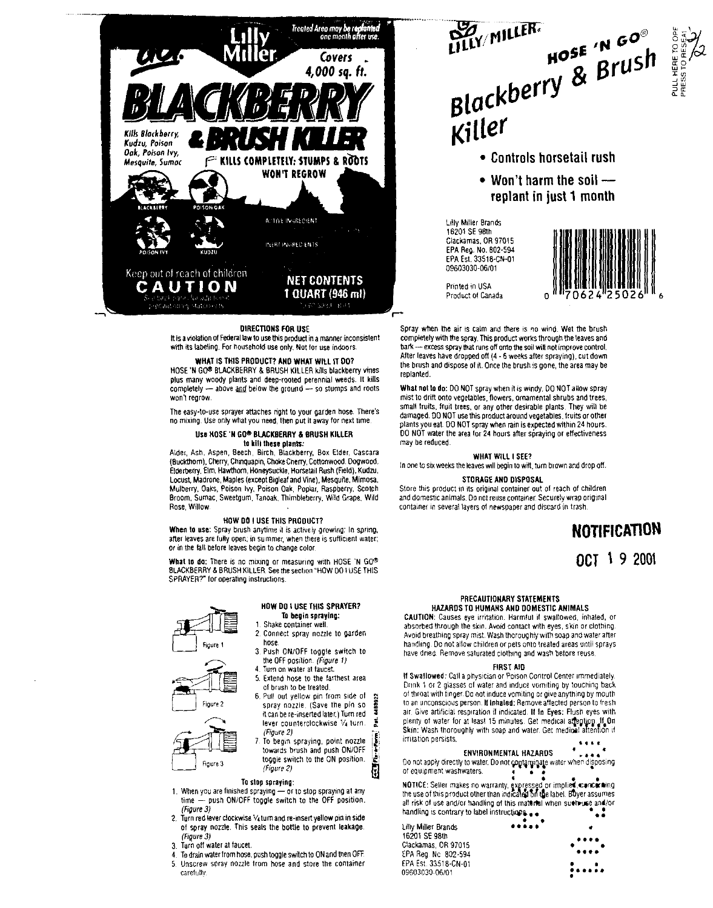Lilly Miller

Treated Area may be replanted one month after use.

Covers 4,000 sq. ft.

# BLACKBERRY & BRUSH KILLER

Kills Blackberry, Kudzu, Poison Oak, Poison Ivy, Mesquite, Sumac

KILLS COMPLETELY: STUMPS & ROOTS WON'T REGROW

BLACKBERRY  POISON OAK  POISON IVY  KUDZU

ACTIVE INGREDIENT

INERT INGREDIENTS

Keep out of reach of children

CAUTION

See back panel for additional precautionary statements

NET CONTENTS 1 QUART (946 ml)

LILLY/MILLER

# HOSE 'N GO® Blackberry & Brush Killer

- Controls horsetail rush
- Won't harm the soil — replant in just 1 month

Lilly Miller Brands
16201 SE 98th
Clackamas, OR 97015
EPA Reg. No. 802-594
EPA Est. 33518-CN-01
09603030-06/01

Printed in USA
Product of Canada

0 70624 25026 6

PULL HERE TO OPEN
PRESS TO RESEAL

## DIRECTIONS FOR USE

It is a violation of Federal law to use this product in a manner inconsistent with its labeling. For household use only. Not for use indoors.

### WHAT IS THIS PRODUCT? AND WHAT WILL IT DO?

HOSE 'N GO® BLACKBERRY & BRUSH KILLER kills blackberry vines plus many woody plants and deep-rooted perennial weeds. It kills completely — above and below the ground — so stumps and roots won't regrow.

The easy-to-use sprayer attaches right to your garden hose. There's no mixing. Use only what you need, then put it away for next time.

### Use HOSE 'N GO® BLACKBERRY & BRUSH KILLER to kill these plants:

Alder, Ash, Aspen, Beech, Birch, Blackberry, Box Elder, Cascara (Buckthorn), Cherry, Chinquapin, Choke Cherry, Cottonwood, Dogwood, Elderberry, Elm, Hawthorn, Honeysuckle, Horsetail Rush (Field), Kudzu, Locust, Madrone, Maples (except Bigleaf and Vine), Mesquite, Mimosa, Mulberry, Oaks, Poison Ivy, Poison Oak, Poplar, Raspberry, Scotch Broom, Sumac, Sweetgum, Tanoak, Thimbleberry, Wild Grape, Wild Rose, Willow.

### HOW DO I USE THIS PRODUCT?

**When to use:** Spray brush anytime it is actively growing: In spring, after leaves are fully open; in summer, when there is sufficient water; or in the fall before leaves begin to change color.

**What to do:** There is no mixing or measuring with HOSE 'N GO® BLACKBERRY & BRUSH KILLER. See the section "HOW DO I USE THIS SPRAYER?" for operating instructions.

Spray when the air is calm and there is no wind. Wet the brush completely with the spray. This product works through the leaves and bark — excess spray that runs off onto the soil will not improve control. After leaves have dropped off (4 - 6 weeks after spraying), cut down the brush and dispose of it. Once the brush is gone, the area may be replanted.

**What not to do:** DO NOT spray when it is windy. DO NOT allow spray mist to drift onto vegetables, flowers, ornamental shrubs and trees, small fruits, fruit trees, or any other desirable plants. They will be damaged. DO NOT use this product around vegetables, fruits or other plants you eat. DO NOT spray when rain is expected within 24 hours. DO NOT water the area for 24 hours after spraying or effectiveness may be reduced.

### WHAT WILL I SEE?

In one to six weeks the leaves will begin to wilt, turn brown and drop off.

### STORAGE AND DISPOSAL

Store this product in its original container out of reach of children and domestic animals. Do not reuse container. Securely wrap original container in several layers of newspaper and discard in trash.

Figure 1

Figure 2

Figure 3

### HOW DO I USE THIS SPRAYER?

**To begin spraying:**

1. Shake container well.
2. Connect spray nozzle to garden hose.
3. Push ON/OFF toggle switch to the OFF position. *(Figure 1)*
4. Turn on water at faucet.
5. Extend hose to the farthest area of brush to be treated.
6. Pull out yellow pin from side of spray nozzle. (Save the pin so it can be re-inserted later.) Turn red lever counterclockwise ¼ turn. *(Figure 2)*
7. To begin spraying, point nozzle towards brush and push ON/OFF toggle switch to the ON position. *(Figure 2)*

Pat. 4489922

**To stop spraying:**

1. When you are finished spraying — or to stop spraying at any time — push ON/OFF toggle switch to the OFF position. *(Figure 3)*
2. Turn red lever clockwise ¼ turn and re-insert yellow pin in side of spray nozzle. This seals the bottle to prevent leakage. *(Figure 3)*
3. Turn off water at faucet.
4. To drain water from hose, push toggle switch to ON and then OFF.
5. Unscrew spray nozzle from hose and store the container carefully.

NOTIFICATION

OCT 1 9 2001

### PRECAUTIONARY STATEMENTS
### HAZARDS TO HUMANS AND DOMESTIC ANIMALS

**CAUTION:** Causes eye irritation. Harmful if swallowed, inhaled, or absorbed through the skin. Avoid contact with eyes, skin or clothing. Avoid breathing spray mist. Wash thoroughly with soap and water after handling. Do not allow children or pets onto treated areas until sprays have dried. Remove saturated clothing and wash before reuse.

### FIRST AID

**If Swallowed:** Call a physician or Poison Control Center immediately. Drink 1 or 2 glasses of water and induce vomiting by touching back of throat with finger. Do not induce vomiting or give anything by mouth to an unconscious person. **If Inhaled:** Remove affected person to fresh air. Give artificial respiration if indicated. **If In Eyes:** Flush eyes with plenty of water for at least 15 minutes. Get medical attention. **If On Skin:** Wash thoroughly with soap and water. Get medical attention if irritation persists.

### ENVIRONMENTAL HAZARDS

Do not apply directly to water. Do not contaminate water when disposing of equipment washwaters.

**NOTICE:** Seller makes no warranty, expressed or implied, concerning the use of this product other than indicated on the label. Buyer assumes all risk of use and/or handling of this material when such use and/or handling is contrary to label instructions.

Lilly Miller Brands
16201 SE 98th
Clackamas, OR 97015
EPA Reg. No. 802-594
EPA Est. 33518-CN-01
09603030-06/01